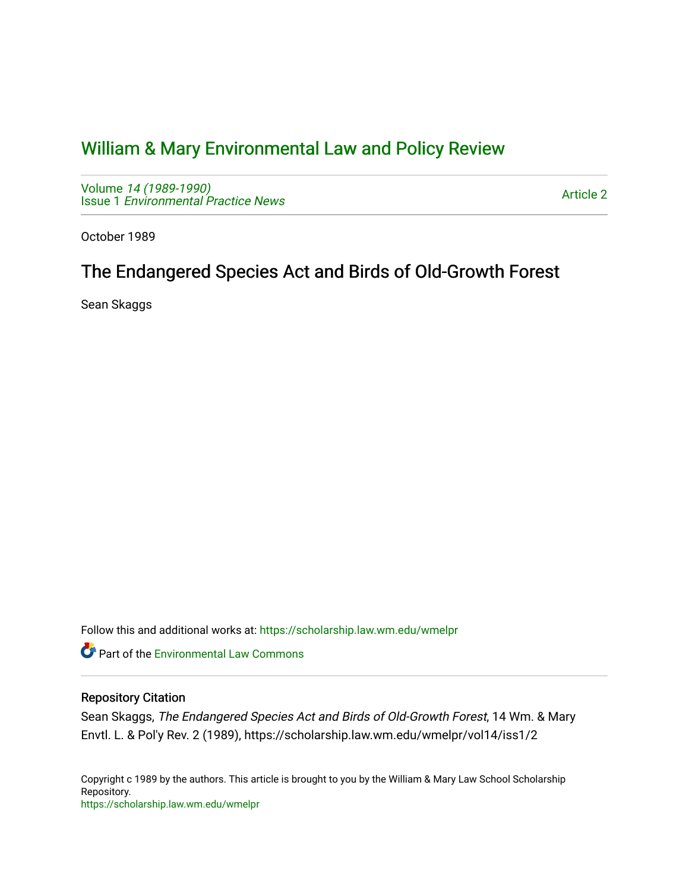# William & Mary Environmental Law and Policy Review

Volume *14 (1989-1990)*
Issue 1 *Environmental Practice News*

Article 2

October 1989

## The Endangered Species Act and Birds of Old-Growth Forest

Sean Skaggs

Follow this and additional works at: https://scholarship.law.wm.edu/wmelpr

Part of the Environmental Law Commons

### Repository Citation

Sean Skaggs, *The Endangered Species Act and Birds of Old-Growth Forest*, 14 Wm. & Mary Envtl. L. & Pol'y Rev. 2 (1989), https://scholarship.law.wm.edu/wmelpr/vol14/iss1/2

Copyright c 1989 by the authors. This article is brought to you by the William & Mary Law School Scholarship Repository.
https://scholarship.law.wm.edu/wmelpr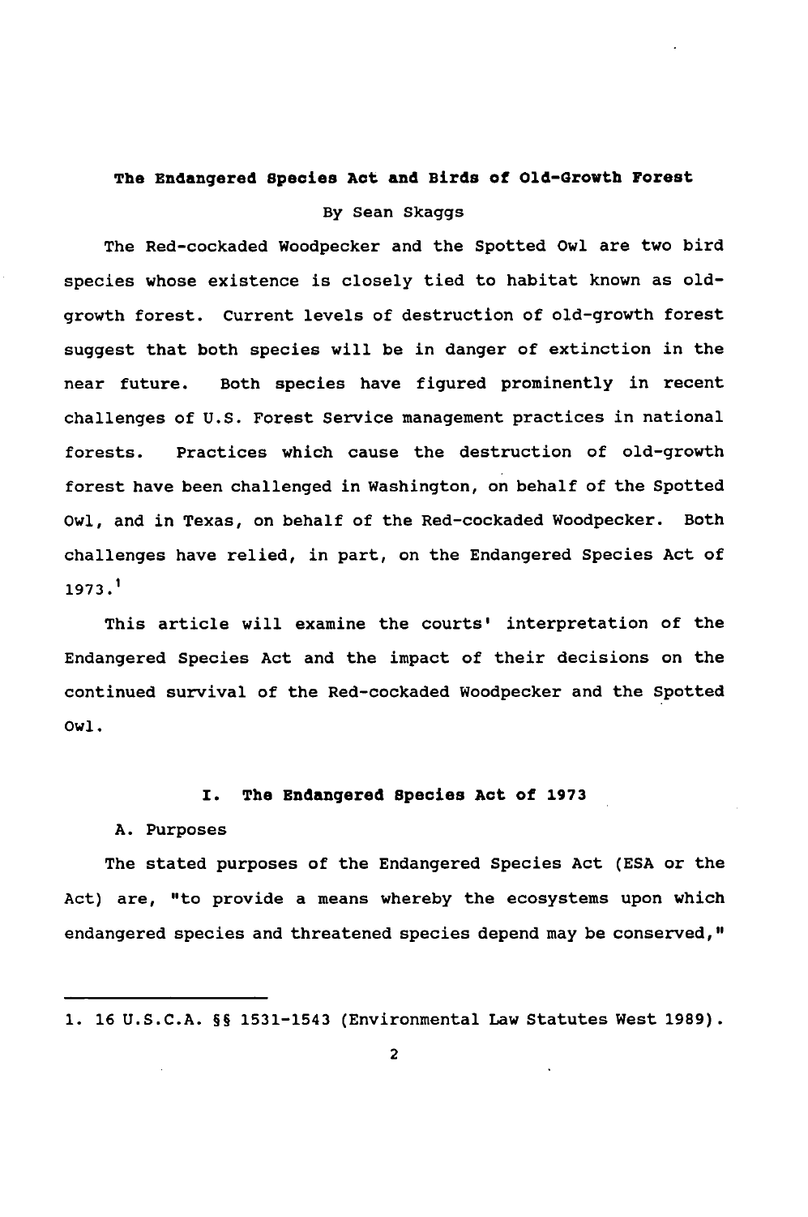# The Endangered Species Act and Birds of Old-Growth Forest

By Sean Skaggs

The Red-cockaded Woodpecker and the Spotted Owl are two bird species whose existence is closely tied to habitat known as old-growth forest. Current levels of destruction of old-growth forest suggest that both species will be in danger of extinction in the near future. Both species have figured prominently in recent challenges of U.S. Forest Service management practices in national forests. Practices which cause the destruction of old-growth forest have been challenged in Washington, on behalf of the Spotted Owl, and in Texas, on behalf of the Red-cockaded Woodpecker. Both challenges have relied, in part, on the Endangered Species Act of 1973.[1]

This article will examine the courts' interpretation of the Endangered Species Act and the impact of their decisions on the continued survival of the Red-cockaded Woodpecker and the Spotted Owl.

## I. The Endangered Species Act of 1973

### A. Purposes

The stated purposes of the Endangered Species Act (ESA or the Act) are, "to provide a means whereby the ecosystems upon which endangered species and threatened species depend may be conserved,"

---

1. 16 U.S.C.A. §§ 1531-1543 (Environmental Law Statutes West 1989).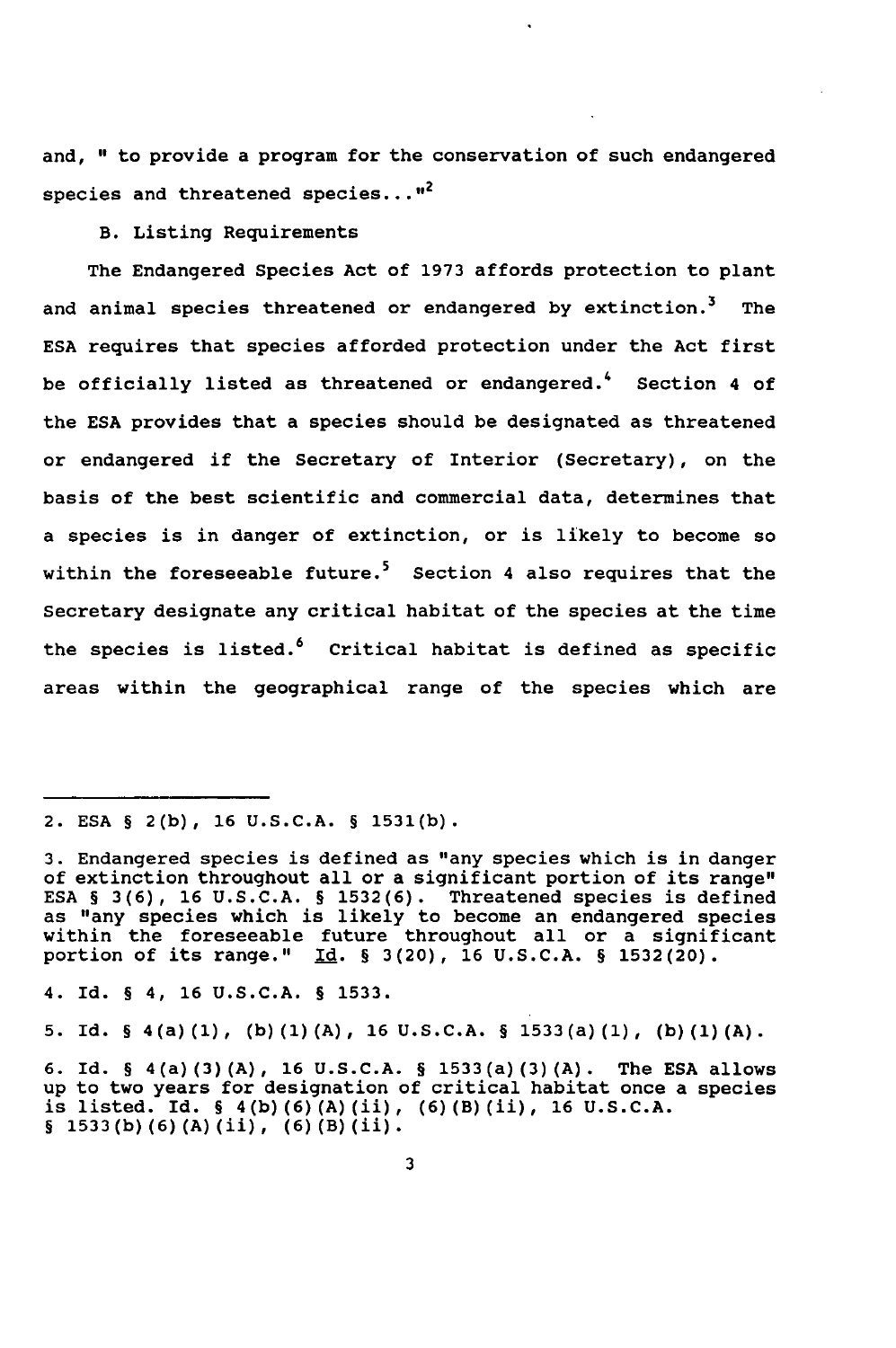and, " to provide a program for the conservation of such endangered species and threatened species..."[2]

B. Listing Requirements

The Endangered Species Act of 1973 affords protection to plant and animal species threatened or endangered by extinction.[3] The ESA requires that species afforded protection under the Act first be officially listed as threatened or endangered.[4] Section 4 of the ESA provides that a species should be designated as threatened or endangered if the Secretary of Interior (Secretary), on the basis of the best scientific and commercial data, determines that a species is in danger of extinction, or is likely to become so within the foreseeable future.[5] Section 4 also requires that the Secretary designate any critical habitat of the species at the time the species is listed.[6] Critical habitat is defined as specific areas within the geographical range of the species which are

---

2. ESA § 2(b), 16 U.S.C.A. § 1531(b).

3. Endangered species is defined as "any species which is in danger of extinction throughout all or a significant portion of its range" ESA § 3(6), 16 U.S.C.A. § 1532(6). Threatened species is defined as "any species which is likely to become an endangered species within the foreseeable future throughout all or a significant portion of its range." Id. § 3(20), 16 U.S.C.A. § 1532(20).

4. Id. § 4, 16 U.S.C.A. § 1533.

5. Id. § 4(a)(1), (b)(1)(A), 16 U.S.C.A. § 1533(a)(1), (b)(1)(A).

6. Id. § 4(a)(3)(A), 16 U.S.C.A. § 1533(a)(3)(A). The ESA allows up to two years for designation of critical habitat once a species is listed. Id. § 4(b)(6)(A)(ii), (6)(B)(ii), 16 U.S.C.A. § 1533(b)(6)(A)(ii), (6)(B)(ii).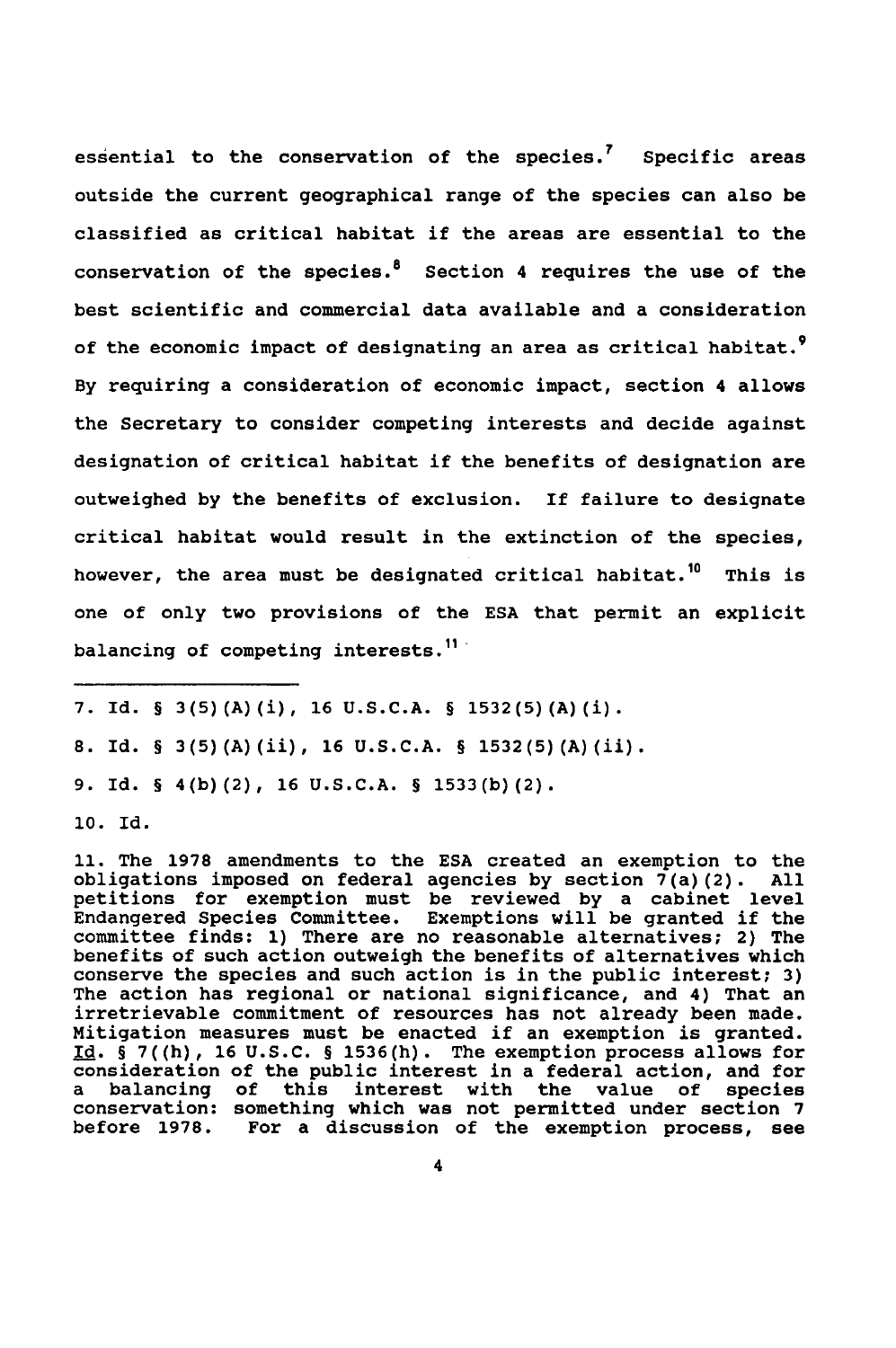essential to the conservation of the species.[7] Specific areas outside the current geographical range of the species can also be classified as critical habitat if the areas are essential to the conservation of the species.[8] Section 4 requires the use of the best scientific and commercial data available and a consideration of the economic impact of designating an area as critical habitat.[9] By requiring a consideration of economic impact, section 4 allows the Secretary to consider competing interests and decide against designation of critical habitat if the benefits of designation are outweighed by the benefits of exclusion. If failure to designate critical habitat would result in the extinction of the species, however, the area must be designated critical habitat.[10] This is one of only two provisions of the ESA that permit an explicit balancing of competing interests.[11]

---

7. Id. § 3(5)(A)(i), 16 U.S.C.A. § 1532(5)(A)(i).

8. Id. § 3(5)(A)(ii), 16 U.S.C.A. § 1532(5)(A)(ii).

9. Id. § 4(b)(2), 16 U.S.C.A. § 1533(b)(2).

10. Id.

11. The 1978 amendments to the ESA created an exemption to the obligations imposed on federal agencies by section 7(a)(2). All petitions for exemption must be reviewed by a cabinet level Endangered Species Committee. Exemptions will be granted if the committee finds: 1) There are no reasonable alternatives; 2) The benefits of such action outweigh the benefits of alternatives which conserve the species and such action is in the public interest; 3) The action has regional or national significance, and 4) That an irretrievable commitment of resources has not already been made. Mitigation measures must be enacted if an exemption is granted. Id. § 7((h), 16 U.S.C. § 1536(h). The exemption process allows for consideration of the public interest in a federal action, and for a balancing of this interest with the value of species conservation: something which was not permitted under section 7 before 1978. For a discussion of the exemption process, see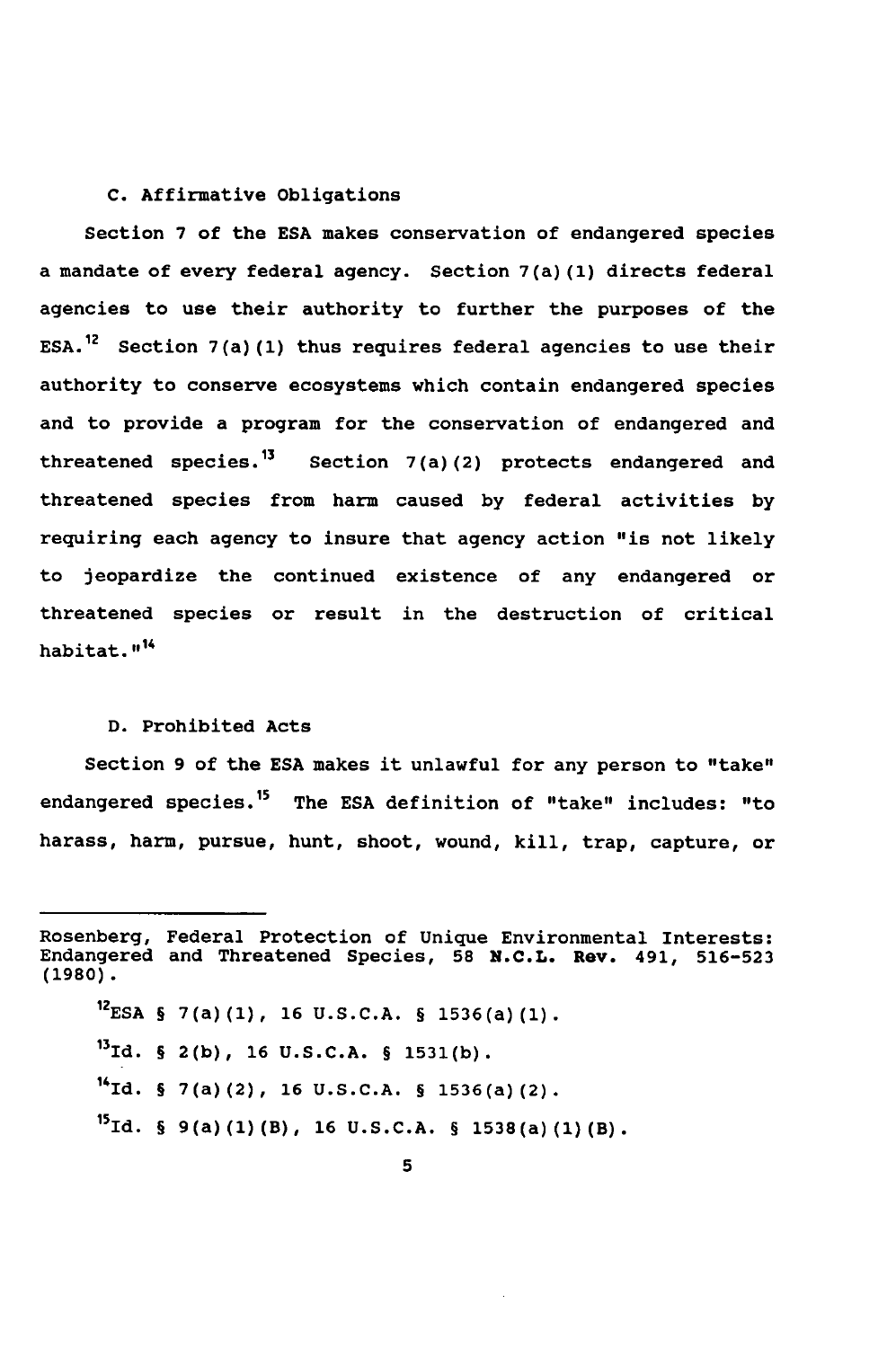### C. Affirmative Obligations

Section 7 of the ESA makes conservation of endangered species a mandate of every federal agency. Section 7(a)(1) directs federal agencies to use their authority to further the purposes of the ESA.[12] Section 7(a)(1) thus requires federal agencies to use their authority to conserve ecosystems which contain endangered species and to provide a program for the conservation of endangered and threatened species.[13] Section 7(a)(2) protects endangered and threatened species from harm caused by federal activities by requiring each agency to insure that agency action "is not likely to jeopardize the continued existence of any endangered or threatened species or result in the destruction of critical habitat."[14]

### D. Prohibited Acts

Section 9 of the ESA makes it unlawful for any person to "take" endangered species.[15] The ESA definition of "take" includes: "to harass, harm, pursue, hunt, shoot, wound, kill, trap, capture, or

---

Rosenberg, Federal Protection of Unique Environmental Interests: Endangered and Threatened Species, 58 **N.C.L. Rev.** 491, 516-523 (1980).

[12] ESA § 7(a)(1), 16 U.S.C.A. § 1536(a)(1).

[13] Id. § 2(b), 16 U.S.C.A. § 1531(b).

[14] Id. § 7(a)(2), 16 U.S.C.A. § 1536(a)(2).

[15] Id. § 9(a)(1)(B), 16 U.S.C.A. § 1538(a)(1)(B).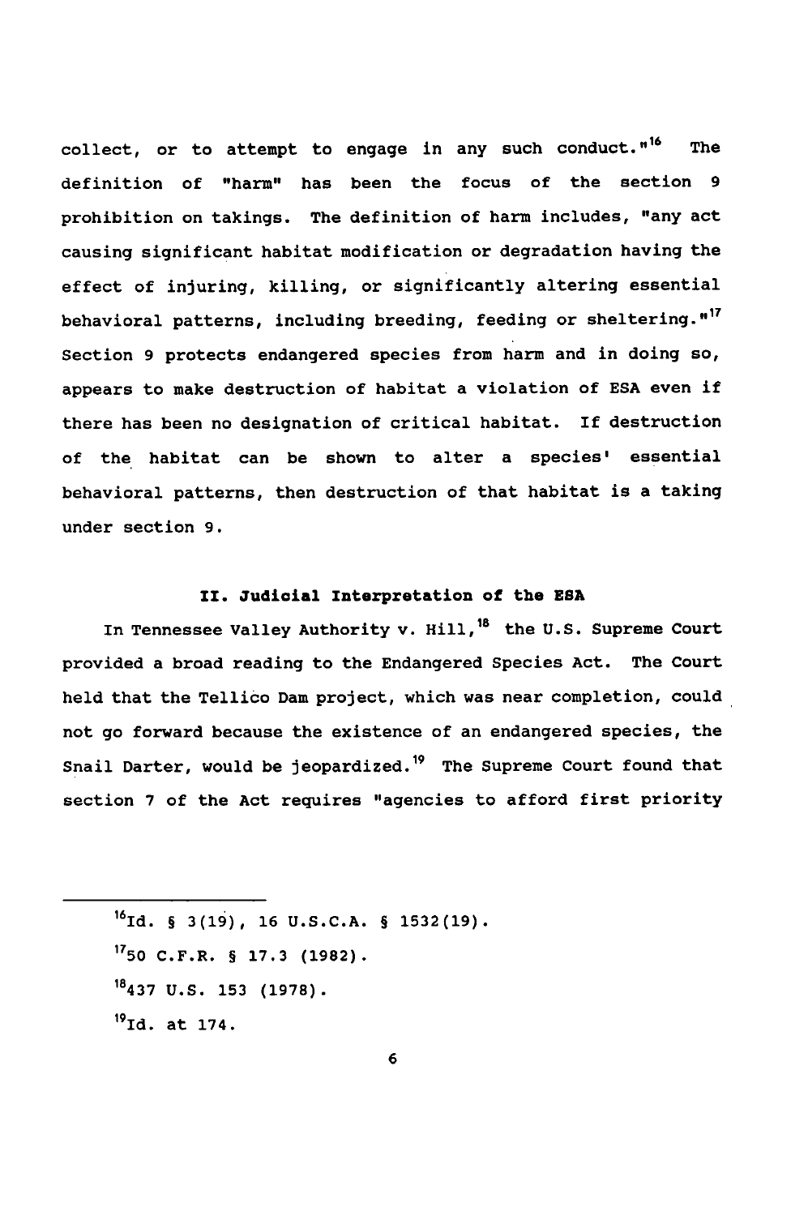collect, or to attempt to engage in any such conduct."[16] The definition of "harm" has been the focus of the section 9 prohibition on takings. The definition of harm includes, "any act causing significant habitat modification or degradation having the effect of injuring, killing, or significantly altering essential behavioral patterns, including breeding, feeding or sheltering."[17] Section 9 protects endangered species from harm and in doing so, appears to make destruction of habitat a violation of ESA even if there has been no designation of critical habitat. If destruction of the habitat can be shown to alter a species' essential behavioral patterns, then destruction of that habitat is a taking under section 9.

## II. Judicial Interpretation of the ESA

In Tennessee Valley Authority v. Hill,[18] the U.S. Supreme Court provided a broad reading to the Endangered Species Act. The Court held that the Tellico Dam project, which was near completion, could not go forward because the existence of an endangered species, the Snail Darter, would be jeopardized.[19] The Supreme Court found that section 7 of the Act requires "agencies to afford first priority

---

[16] Id. § 3(19), 16 U.S.C.A. § 1532(19).

[17] 50 C.F.R. § 17.3 (1982).

[18] 437 U.S. 153 (1978).

[19] Id. at 174.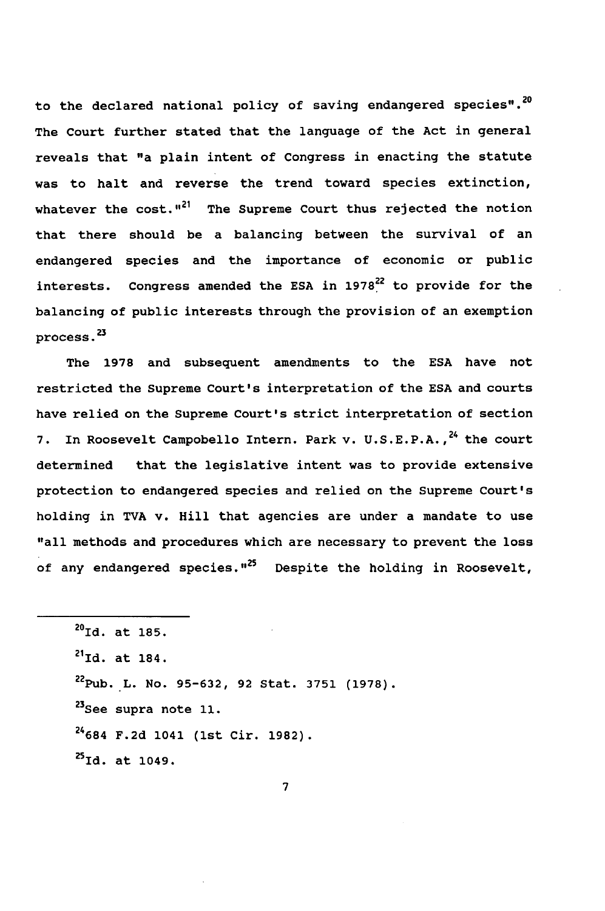to the declared national policy of saving endangered species".[20] The Court further stated that the language of the Act in general reveals that "a plain intent of Congress in enacting the statute was to halt and reverse the trend toward species extinction, whatever the cost."[21] The Supreme Court thus rejected the notion that there should be a balancing between the survival of an endangered species and the importance of economic or public interests. Congress amended the ESA in 1978[22] to provide for the balancing of public interests through the provision of an exemption process.[23]

The 1978 and subsequent amendments to the ESA have not restricted the Supreme Court's interpretation of the ESA and courts have relied on the Supreme Court's strict interpretation of section 7. In Roosevelt Campobello Intern. Park v. U.S.E.P.A.,[24] the court determined that the legislative intent was to provide extensive protection to endangered species and relied on the Supreme Court's holding in TVA v. Hill that agencies are under a mandate to use "all methods and procedures which are necessary to prevent the loss of any endangered species."[25] Despite the holding in Roosevelt,

---

[20] Id. at 185.

[21] Id. at 184.

[22] Pub. L. No. 95-632, 92 Stat. 3751 (1978).

[23] See supra note 11.

[24] 684 F.2d 1041 (1st Cir. 1982).

[25] Id. at 1049.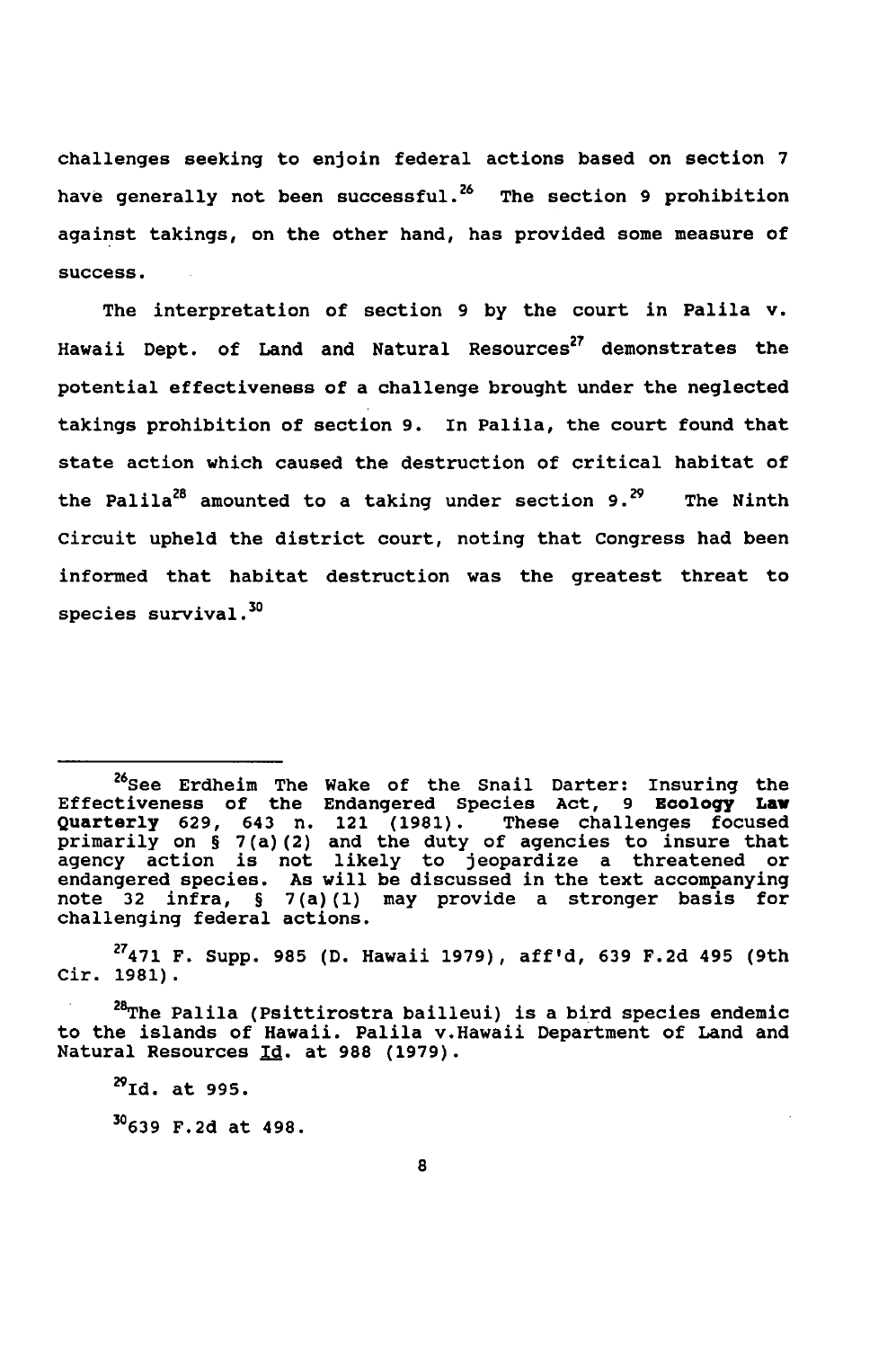challenges seeking to enjoin federal actions based on section 7 have generally not been successful.[26] The section 9 prohibition against takings, on the other hand, has provided some measure of success.

The interpretation of section 9 by the court in Palila v. Hawaii Dept. of Land and Natural Resources[27] demonstrates the potential effectiveness of a challenge brought under the neglected takings prohibition of section 9. In Palila, the court found that state action which caused the destruction of critical habitat of the Palila[28] amounted to a taking under section 9.[29] The Ninth Circuit upheld the district court, noting that Congress had been informed that habitat destruction was the greatest threat to species survival.[30]

---

[26]See Erdheim The Wake of the Snail Darter: Insuring the Effectiveness of the Endangered Species Act, 9 **Ecology Law Quarterly** 629, 643 n. 121 (1981). These challenges focused primarily on § 7(a)(2) and the duty of agencies to insure that agency action is not likely to jeopardize a threatened or endangered species. As will be discussed in the text accompanying note 32 infra, § 7(a)(1) may provide a stronger basis for challenging federal actions.

[27]471 F. Supp. 985 (D. Hawaii 1979), aff'd, 639 F.2d 495 (9th Cir. 1981).

[28]The Palila (Psittirostra bailleui) is a bird species endemic to the islands of Hawaii. Palila v.Hawaii Department of Land and Natural Resources Id. at 988 (1979).

[29]Id. at 995.

[30]639 F.2d at 498.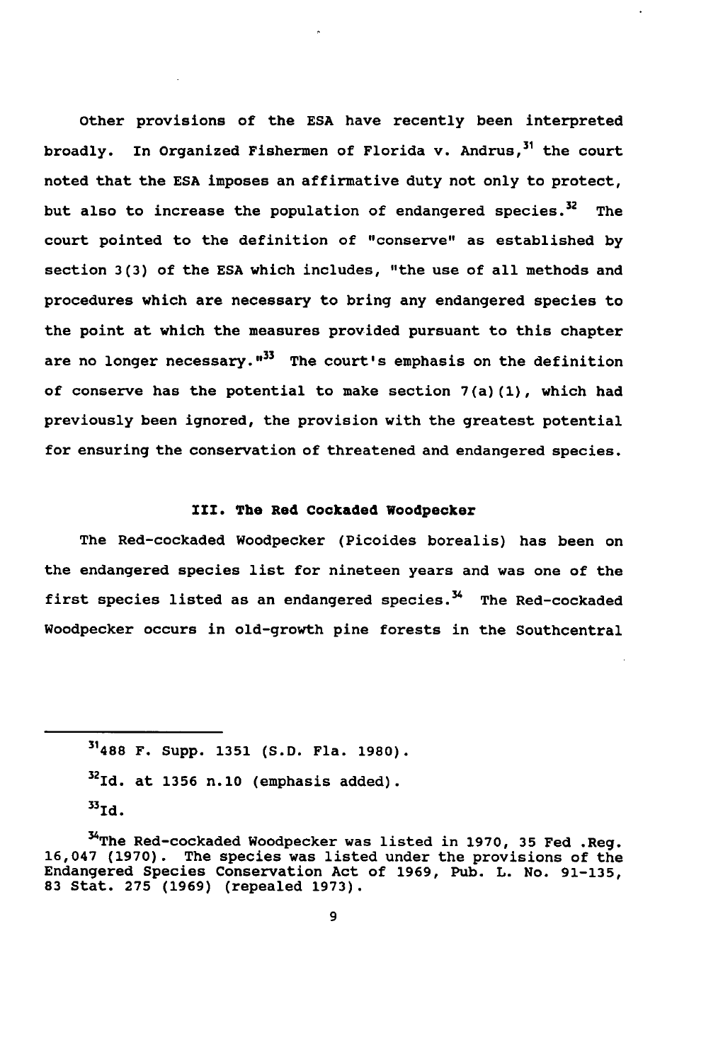Other provisions of the ESA have recently been interpreted broadly. In Organized Fishermen of Florida v. Andrus,[31] the court noted that the ESA imposes an affirmative duty not only to protect, but also to increase the population of endangered species.[32] The court pointed to the definition of "conserve" as established by section 3(3) of the ESA which includes, "the use of all methods and procedures which are necessary to bring any endangered species to the point at which the measures provided pursuant to this chapter are no longer necessary."[33] The court's emphasis on the definition of conserve has the potential to make section 7(a)(1), which had previously been ignored, the provision with the greatest potential for ensuring the conservation of threatened and endangered species.

### III. The Red Cockaded Woodpecker

The Red-cockaded Woodpecker (Picoides borealis) has been on the endangered species list for nineteen years and was one of the first species listed as an endangered species.[34] The Red-cockaded Woodpecker occurs in old-growth pine forests in the Southcentral

---

[31] 488 F. Supp. 1351 (S.D. Fla. 1980).

[32] Id. at 1356 n.10 (emphasis added).

[33] Id.

[34] The Red-cockaded Woodpecker was listed in 1970, 35 Fed .Reg. 16,047 (1970). The species was listed under the provisions of the Endangered Species Conservation Act of 1969, Pub. L. No. 91-135, 83 Stat. 275 (1969) (repealed 1973).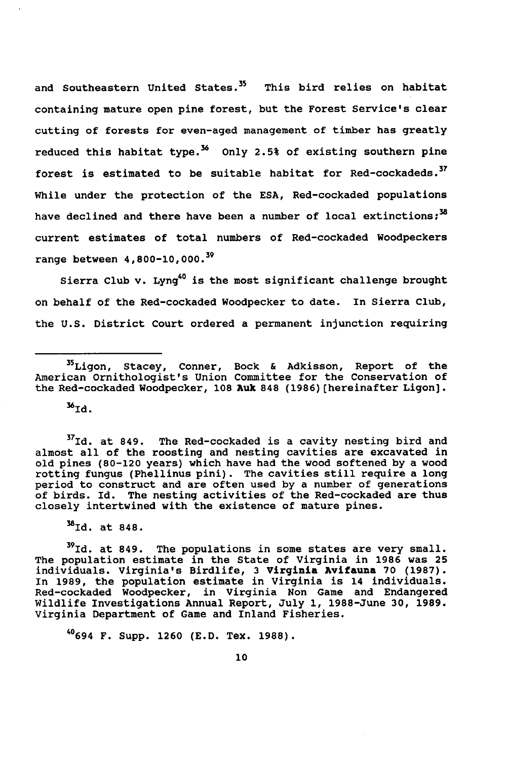and Southeastern United States.[35] This bird relies on habitat containing mature open pine forest, but the Forest Service's clear cutting of forests for even-aged management of timber has greatly reduced this habitat type.[36] Only 2.5% of existing southern pine forest is estimated to be suitable habitat for Red-cockadeds.[37] While under the protection of the ESA, Red-cockaded populations have declined and there have been a number of local extinctions;[38] current estimates of total numbers of Red-cockaded Woodpeckers range between 4,800-10,000.[39]

Sierra Club v. Lyng[40] is the most significant challenge brought on behalf of the Red-cockaded Woodpecker to date. In Sierra Club, the U.S. District Court ordered a permanent injunction requiring

---

[35]Ligon, Stacey, Conner, Bock & Adkisson, Report of the American Ornithologist's Union Committee for the Conservation of the Red-cockaded Woodpecker, 108 **Auk** 848 (1986)[hereinafter Ligon].

[36]Id.

[37]Id. at 849. The Red-cockaded is a cavity nesting bird and almost all of the roosting and nesting cavities are excavated in old pines (80-120 years) which have had the wood softened by a wood rotting fungus (Phellinus pini). The cavities still require a long period to construct and are often used by a number of generations of birds. Id. The nesting activities of the Red-cockaded are thus closely intertwined with the existence of mature pines.

[38]Id. at 848.

[39]Id. at 849. The populations in some states are very small. The population estimate in the State of Virginia in 1986 was 25 individuals. Virginia's Birdlife, 3 **Virginia Avifauna** 70 (1987). In 1989, the population estimate in Virginia is 14 individuals. Red-cockaded Woodpecker, in Virginia Non Game and Endangered Wildlife Investigations Annual Report, July 1, 1988-June 30, 1989. Virginia Department of Game and Inland Fisheries.

[40]694 F. Supp. 1260 (E.D. Tex. 1988).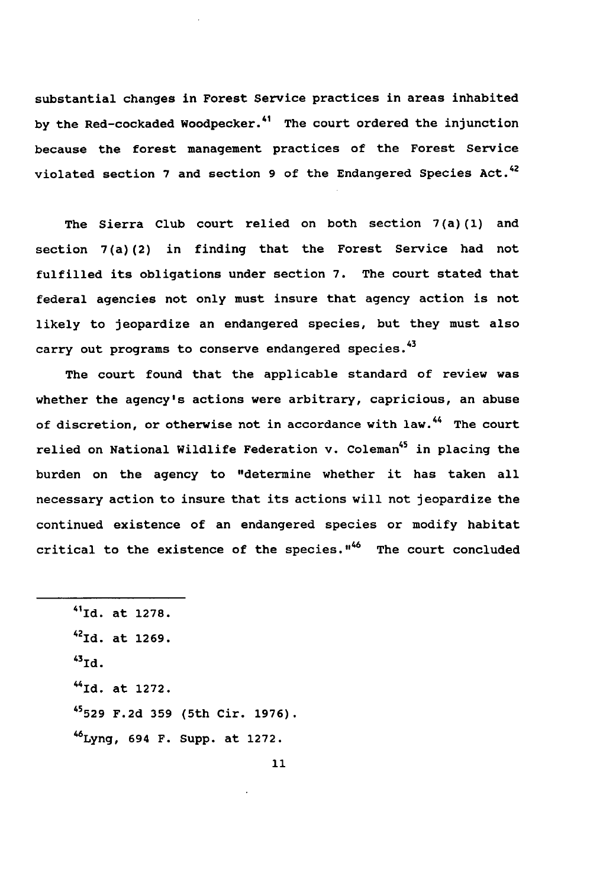substantial changes in Forest Service practices in areas inhabited by the Red-cockaded Woodpecker.[41] The court ordered the injunction because the forest management practices of the Forest Service violated section 7 and section 9 of the Endangered Species Act.[42]

The Sierra Club court relied on both section 7(a)(1) and section 7(a)(2) in finding that the Forest Service had not fulfilled its obligations under section 7. The court stated that federal agencies not only must insure that agency action is not likely to jeopardize an endangered species, but they must also carry out programs to conserve endangered species.[43]

The court found that the applicable standard of review was whether the agency's actions were arbitrary, capricious, an abuse of discretion, or otherwise not in accordance with law.[44] The court relied on National Wildlife Federation v. Coleman[45] in placing the burden on the agency to "determine whether it has taken all necessary action to insure that its actions will not jeopardize the continued existence of an endangered species or modify habitat critical to the existence of the species."[46] The court concluded

---

[41] Id. at 1278.

[42] Id. at 1269.

[43] Id.

[44] Id. at 1272.

[45] 529 F.2d 359 (5th Cir. 1976).

[46] Lyng, 694 F. Supp. at 1272.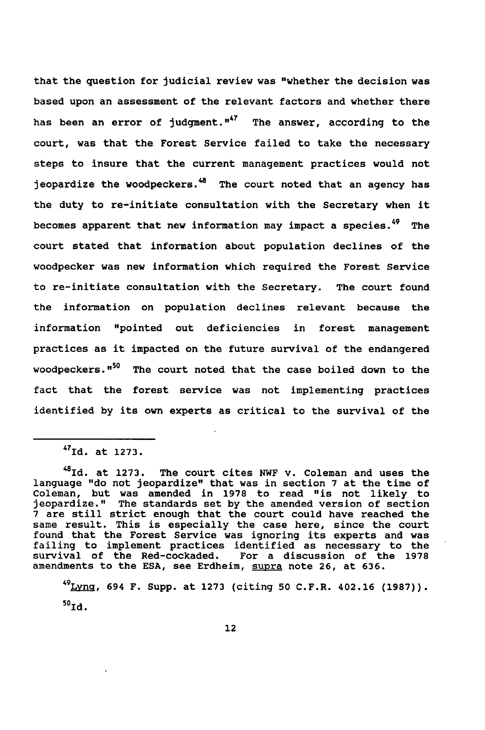that the question for judicial review was "whether the decision was based upon an assessment of the relevant factors and whether there has been an error of judgment."[47] The answer, according to the court, was that the Forest Service failed to take the necessary steps to insure that the current management practices would not jeopardize the woodpeckers.[48] The court noted that an agency has the duty to re-initiate consultation with the Secretary when it becomes apparent that new information may impact a species.[49] The court stated that information about population declines of the woodpecker was new information which required the Forest Service to re-initiate consultation with the Secretary. The court found the information on population declines relevant because the information "pointed out deficiencies in forest management practices as it impacted on the future survival of the endangered woodpeckers."[50] The court noted that the case boiled down to the fact that the forest service was not implementing practices identified by its own experts as critical to the survival of the

---

[47] Id. at 1273.

[48] Id. at 1273. The court cites NWF v. Coleman and uses the language "do not jeopardize" that was in section 7 at the time of Coleman, but was amended in 1978 to read "is not likely to jeopardize." The standards set by the amended version of section 7 are still strict enough that the court could have reached the same result. This is especially the case here, since the court found that the Forest Service was ignoring its experts and was failing to implement practices identified as necessary to the survival of the Red-cockaded. For a discussion of the 1978 amendments to the ESA, see Erdheim, supra note 26, at 636.

[49] Lyng, 694 F. Supp. at 1273 (citing 50 C.F.R. 402.16 (1987)).

[50] Id.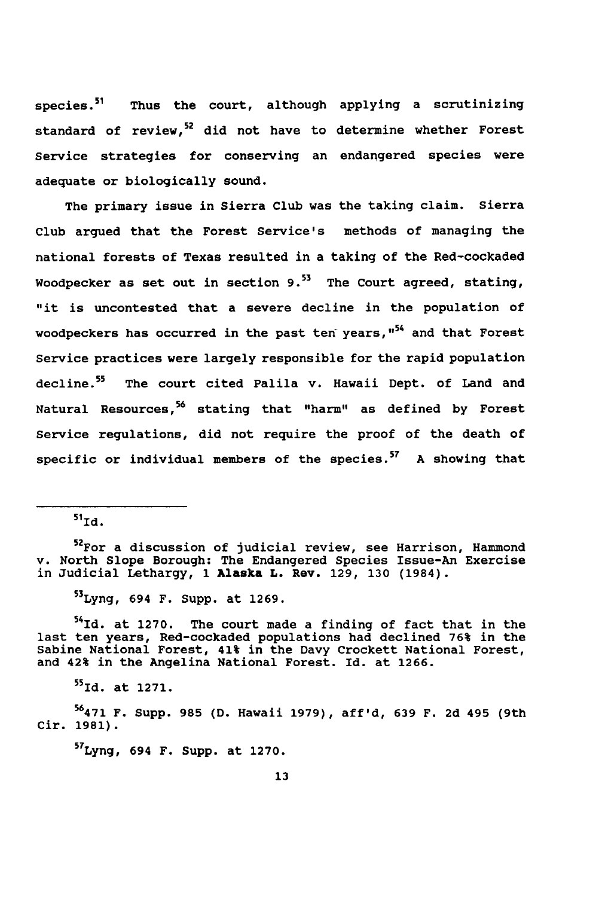species.[51] Thus the court, although applying a scrutinizing standard of review,[52] did not have to determine whether Forest Service strategies for conserving an endangered species were adequate or biologically sound.

The primary issue in Sierra Club was the taking claim. Sierra Club argued that the Forest Service's methods of managing the national forests of Texas resulted in a taking of the Red-cockaded Woodpecker as set out in section 9.[53] The Court agreed, stating, "it is uncontested that a severe decline in the population of woodpeckers has occurred in the past ten years,"[54] and that Forest Service practices were largely responsible for the rapid population decline.[55] The court cited Palila v. Hawaii Dept. of Land and Natural Resources,[56] stating that "harm" as defined by Forest Service regulations, did not require the proof of the death of specific or individual members of the species.[57] A showing that

---

[51] Id.

[52] For a discussion of judicial review, see Harrison, Hammond v. North Slope Borough: The Endangered Species Issue-An Exercise in Judicial Lethargy, 1 **Alaska L. Rev.** 129, 130 (1984).

[53] Lyng, 694 F. Supp. at 1269.

[54] Id. at 1270. The court made a finding of fact that in the last ten years, Red-cockaded populations had declined 76% in the Sabine National Forest, 41% in the Davy Crockett National Forest, and 42% in the Angelina National Forest. Id. at 1266.

[55] Id. at 1271.

[56] 471 F. Supp. 985 (D. Hawaii 1979), aff'd, 639 F. 2d 495 (9th Cir. 1981).

[57] Lyng, 694 F. Supp. at 1270.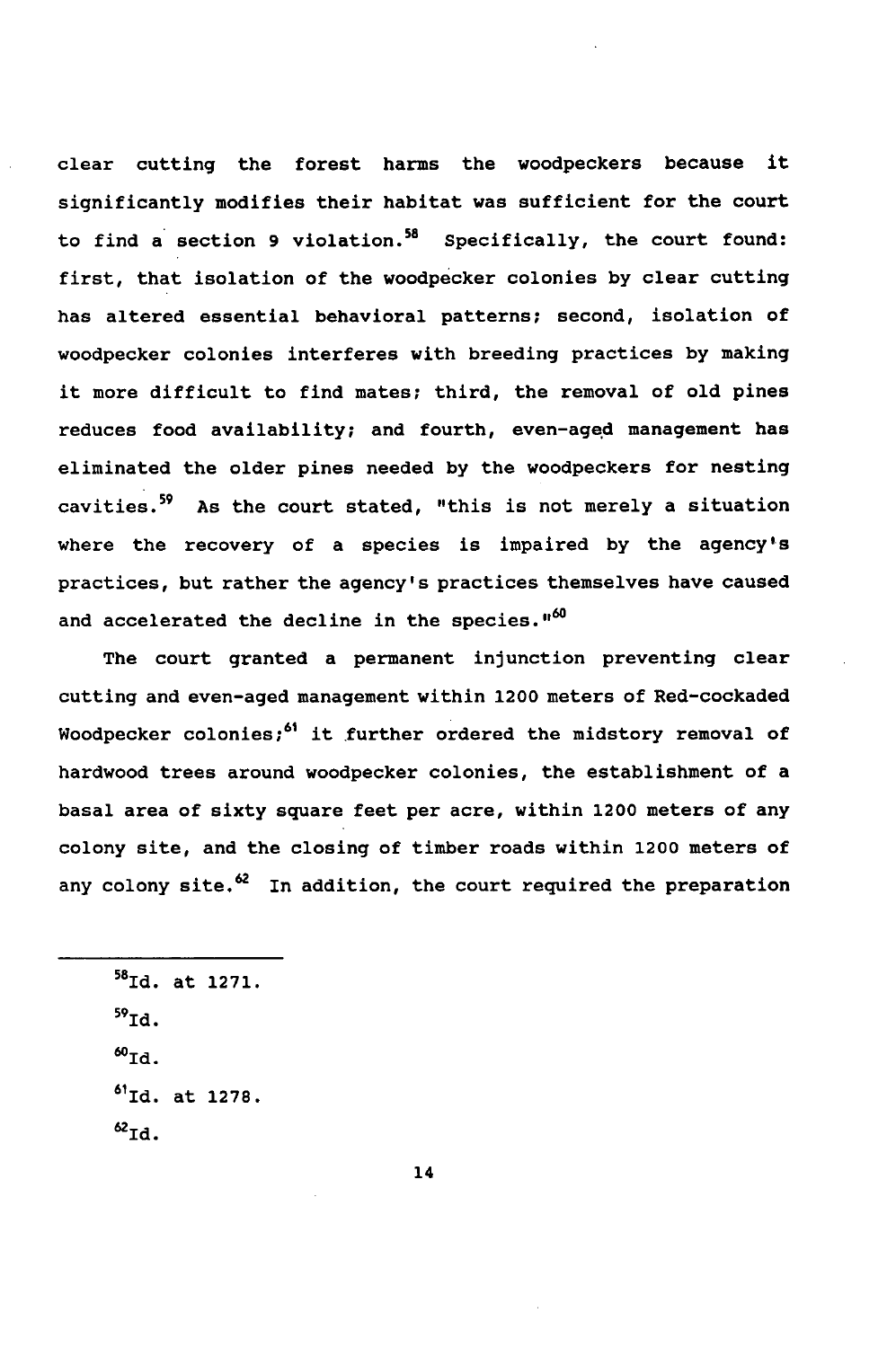clear cutting the forest harms the woodpeckers because it significantly modifies their habitat was sufficient for the court to find a section 9 violation.[58] Specifically, the court found: first, that isolation of the woodpecker colonies by clear cutting has altered essential behavioral patterns; second, isolation of woodpecker colonies interferes with breeding practices by making it more difficult to find mates; third, the removal of old pines reduces food availability; and fourth, even-aged management has eliminated the older pines needed by the woodpeckers for nesting cavities.[59] As the court stated, "this is not merely a situation where the recovery of a species is impaired by the agency's practices, but rather the agency's practices themselves have caused and accelerated the decline in the species."[60]

The court granted a permanent injunction preventing clear cutting and even-aged management within 1200 meters of Red-cockaded Woodpecker colonies;[61] it further ordered the midstory removal of hardwood trees around woodpecker colonies, the establishment of a basal area of sixty square feet per acre, within 1200 meters of any colony site, and the closing of timber roads within 1200 meters of any colony site.[62] In addition, the court required the preparation

---

[58] Id. at 1271.

[59] Id.

[60] Id.

[61] Id. at 1278.

[62] Id.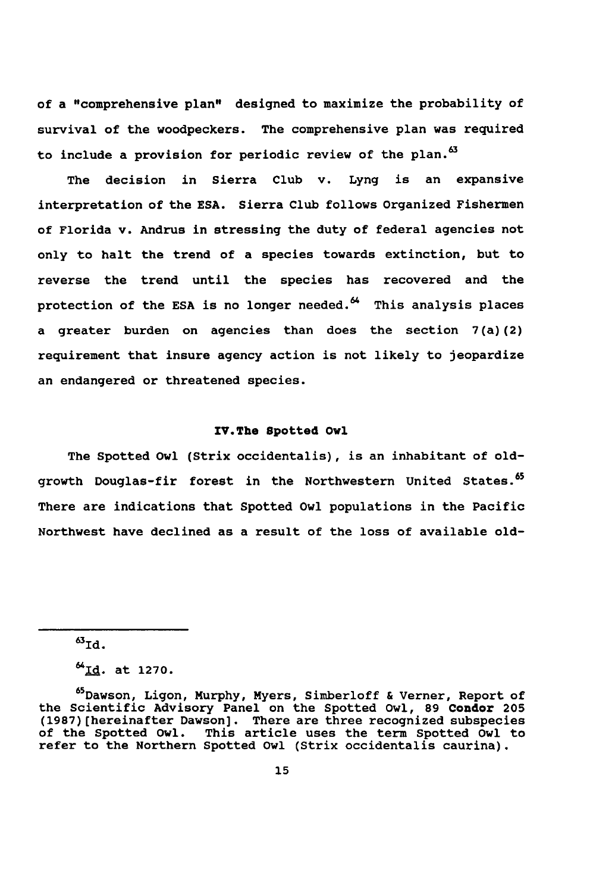of a "comprehensive plan" designed to maximize the probability of survival of the woodpeckers. The comprehensive plan was required to include a provision for periodic review of the plan.[63]

The decision in Sierra Club v. Lyng is an expansive interpretation of the ESA. Sierra Club follows Organized Fishermen of Florida v. Andrus in stressing the duty of federal agencies not only to halt the trend of a species towards extinction, but to reverse the trend until the species has recovered and the protection of the ESA is no longer needed.[64] This analysis places a greater burden on agencies than does the section 7(a)(2) requirement that insure agency action is not likely to jeopardize an endangered or threatened species.

## IV. The Spotted Owl

The Spotted Owl (Strix occidentalis), is an inhabitant of old-growth Douglas-fir forest in the Northwestern United States.[65] There are indications that Spotted Owl populations in the Pacific Northwest have declined as a result of the loss of available old-

---

[63] Id.

[64] Id. at 1270.

[65] Dawson, Ligon, Murphy, Myers, Simberloff & Verner, Report of the Scientific Advisory Panel on the Spotted Owl, 89 **Condor** 205 (1987) [hereinafter Dawson]. There are three recognized subspecies of the Spotted Owl. This article uses the term Spotted Owl to refer to the Northern Spotted Owl (Strix occidentalis caurina).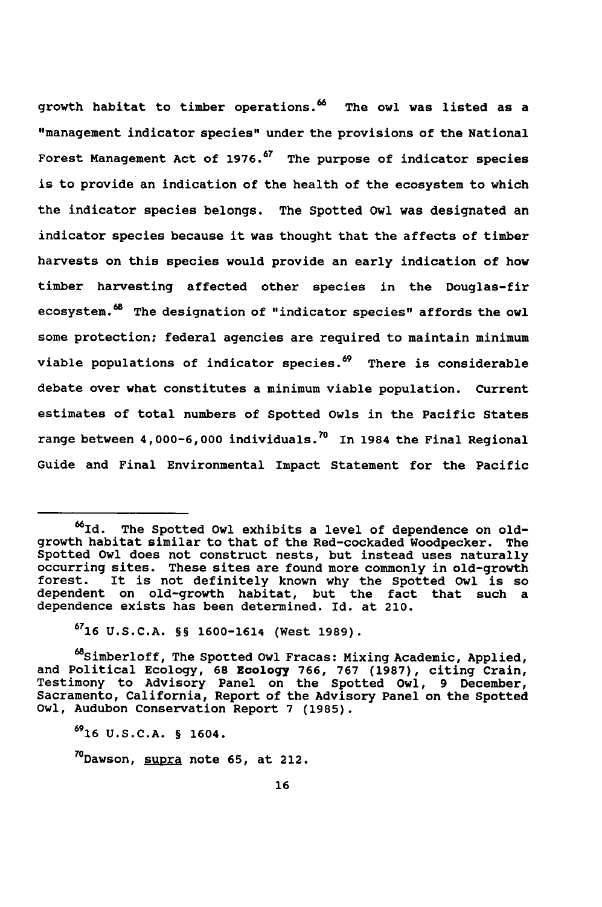growth habitat to timber operations.[66] The owl was listed as a "management indicator species" under the provisions of the National Forest Management Act of 1976.[67] The purpose of indicator species is to provide an indication of the health of the ecosystem to which the indicator species belongs. The Spotted Owl was designated an indicator species because it was thought that the affects of timber harvests on this species would provide an early indication of how timber harvesting affected other species in the Douglas-fir ecosystem.[68] The designation of "indicator species" affords the owl some protection; federal agencies are required to maintain minimum viable populations of indicator species.[69] There is considerable debate over what constitutes a minimum viable population. Current estimates of total numbers of Spotted Owls in the Pacific States range between 4,000-6,000 individuals.[70] In 1984 the Final Regional Guide and Final Environmental Impact Statement for the Pacific

---

[66] Id. The Spotted Owl exhibits a level of dependence on old-growth habitat similar to that of the Red-cockaded Woodpecker. The Spotted Owl does not construct nests, but instead uses naturally occurring sites. These sites are found more commonly in old-growth forest. It is not definitely known why the Spotted Owl is so dependent on old-growth habitat, but the fact that such a dependence exists has been determined. Id. at 210.

[67] 16 U.S.C.A. §§ 1600-1614 (West 1989).

[68] Simberloff, The Spotted Owl Fracas: Mixing Academic, Applied, and Political Ecology, 68 **Ecology** 766, 767 (1987), citing Crain, Testimony to Advisory Panel on the Spotted Owl, 9 December, Sacramento, California, Report of the Advisory Panel on the Spotted Owl, Audubon Conservation Report 7 (1985).

[69] 16 U.S.C.A. § 1604.

[70] Dawson, supra note 65, at 212.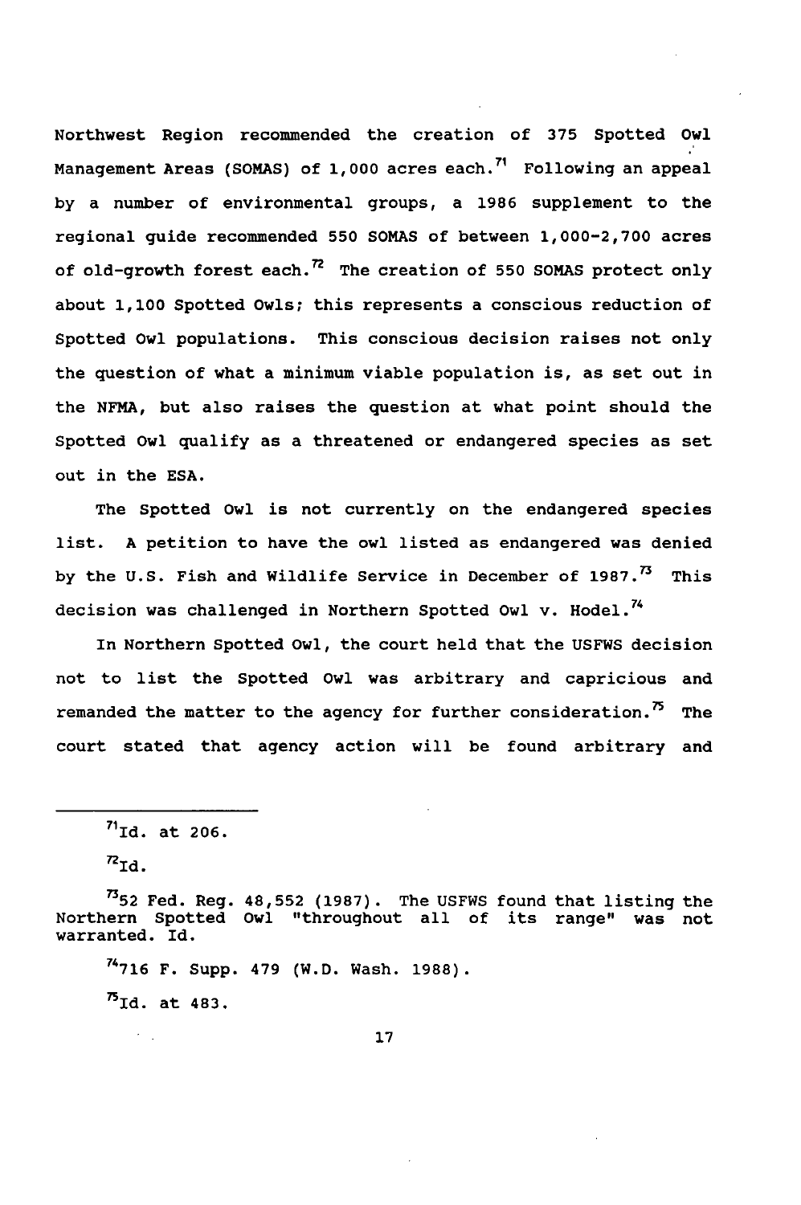Northwest Region recommended the creation of 375 Spotted Owl Management Areas (SOMAS) of 1,000 acres each.[71] Following an appeal by a number of environmental groups, a 1986 supplement to the regional guide recommended 550 SOMAS of between 1,000-2,700 acres of old-growth forest each.[72] The creation of 550 SOMAS protect only about 1,100 Spotted Owls; this represents a conscious reduction of Spotted Owl populations. This conscious decision raises not only the question of what a minimum viable population is, as set out in the NFMA, but also raises the question at what point should the Spotted Owl qualify as a threatened or endangered species as set out in the ESA.

The Spotted Owl is not currently on the endangered species list. A petition to have the owl listed as endangered was denied by the U.S. Fish and Wildlife Service in December of 1987.[73] This decision was challenged in Northern Spotted Owl v. Hodel.[74]

In Northern Spotted Owl, the court held that the USFWS decision not to list the Spotted Owl was arbitrary and capricious and remanded the matter to the agency for further consideration.[75] The court stated that agency action will be found arbitrary and

---

[71] Id. at 206.

[72] Id.

[73] 52 Fed. Reg. 48,552 (1987). The USFWS found that listing the Northern Spotted Owl "throughout all of its range" was not warranted. Id.

[74] 716 F. Supp. 479 (W.D. Wash. 1988).

[75] Id. at 483.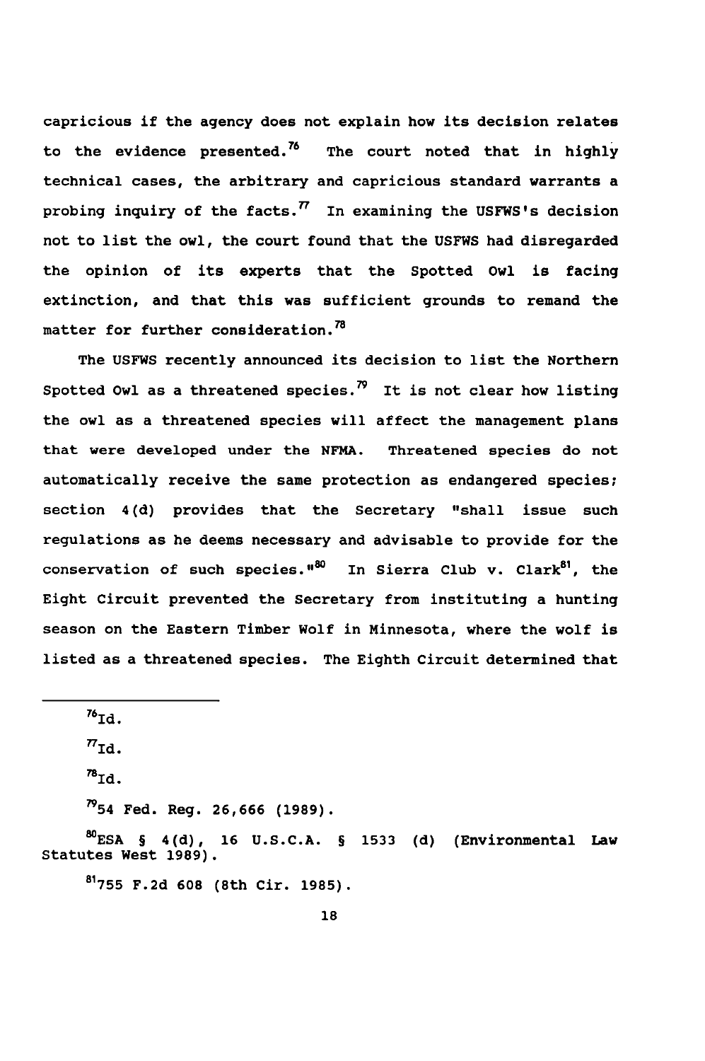capricious if the agency does not explain how its decision relates to the evidence presented.[76] The court noted that in highly technical cases, the arbitrary and capricious standard warrants a probing inquiry of the facts.[77] In examining the USFWS's decision not to list the owl, the court found that the USFWS had disregarded the opinion of its experts that the Spotted Owl is facing extinction, and that this was sufficient grounds to remand the matter for further consideration.[78]

The USFWS recently announced its decision to list the Northern Spotted Owl as a threatened species.[79] It is not clear how listing the owl as a threatened species will affect the management plans that were developed under the NFMA. Threatened species do not automatically receive the same protection as endangered species; section 4(d) provides that the Secretary "shall issue such regulations as he deems necessary and advisable to provide for the conservation of such species."[80] In Sierra Club v. Clark[81], the Eight Circuit prevented the Secretary from instituting a hunting season on the Eastern Timber Wolf in Minnesota, where the wolf is listed as a threatened species. The Eighth Circuit determined that

---

[76]Id.

[77]Id.

[78]Id.

[79]54 Fed. Reg. 26,666 (1989).

[80]ESA § 4(d), 16 U.S.C.A. § 1533 (d) (Environmental Law Statutes West 1989).

[81]755 F.2d 608 (8th Cir. 1985).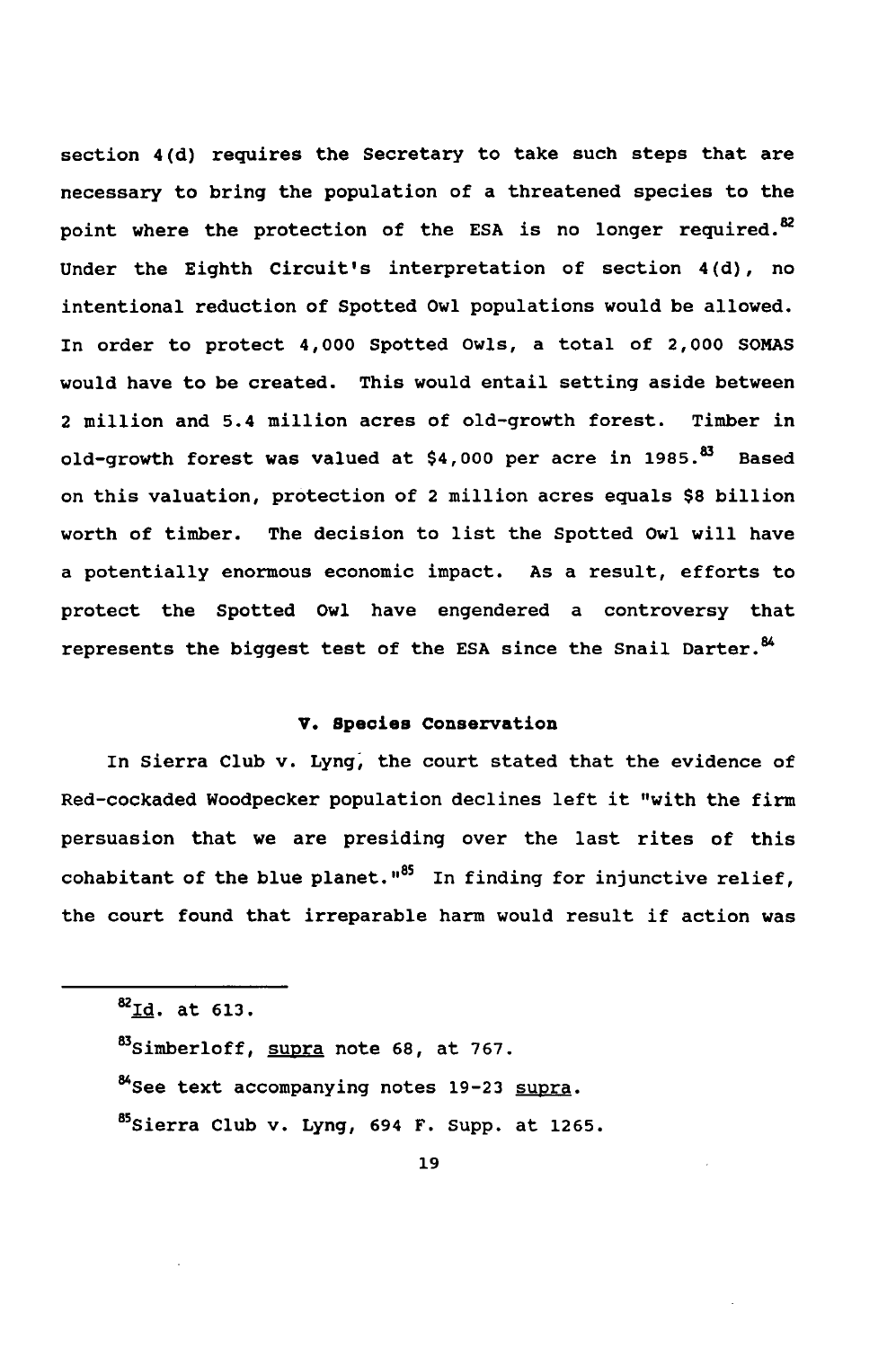section 4(d) requires the Secretary to take such steps that are necessary to bring the population of a threatened species to the point where the protection of the ESA is no longer required.[82] Under the Eighth Circuit's interpretation of section 4(d), no intentional reduction of Spotted Owl populations would be allowed. In order to protect 4,000 Spotted Owls, a total of 2,000 SOMAS would have to be created. This would entail setting aside between 2 million and 5.4 million acres of old-growth forest. Timber in old-growth forest was valued at $4,000 per acre in 1985.[83] Based on this valuation, protection of 2 million acres equals $8 billion worth of timber. The decision to list the Spotted Owl will have a potentially enormous economic impact. As a result, efforts to protect the Spotted Owl have engendered a controversy that represents the biggest test of the ESA since the Snail Darter.[84]

## V. Species Conservation

In Sierra Club v. Lyng, the court stated that the evidence of Red-cockaded Woodpecker population declines left it "with the firm persuasion that we are presiding over the last rites of this cohabitant of the blue planet."[85] In finding for injunctive relief, the court found that irreparable harm would result if action was

---

[82] Id. at 613.

[83] Simberloff, supra note 68, at 767.

[84] See text accompanying notes 19-23 supra.

[85] Sierra Club v. Lyng, 694 F. Supp. at 1265.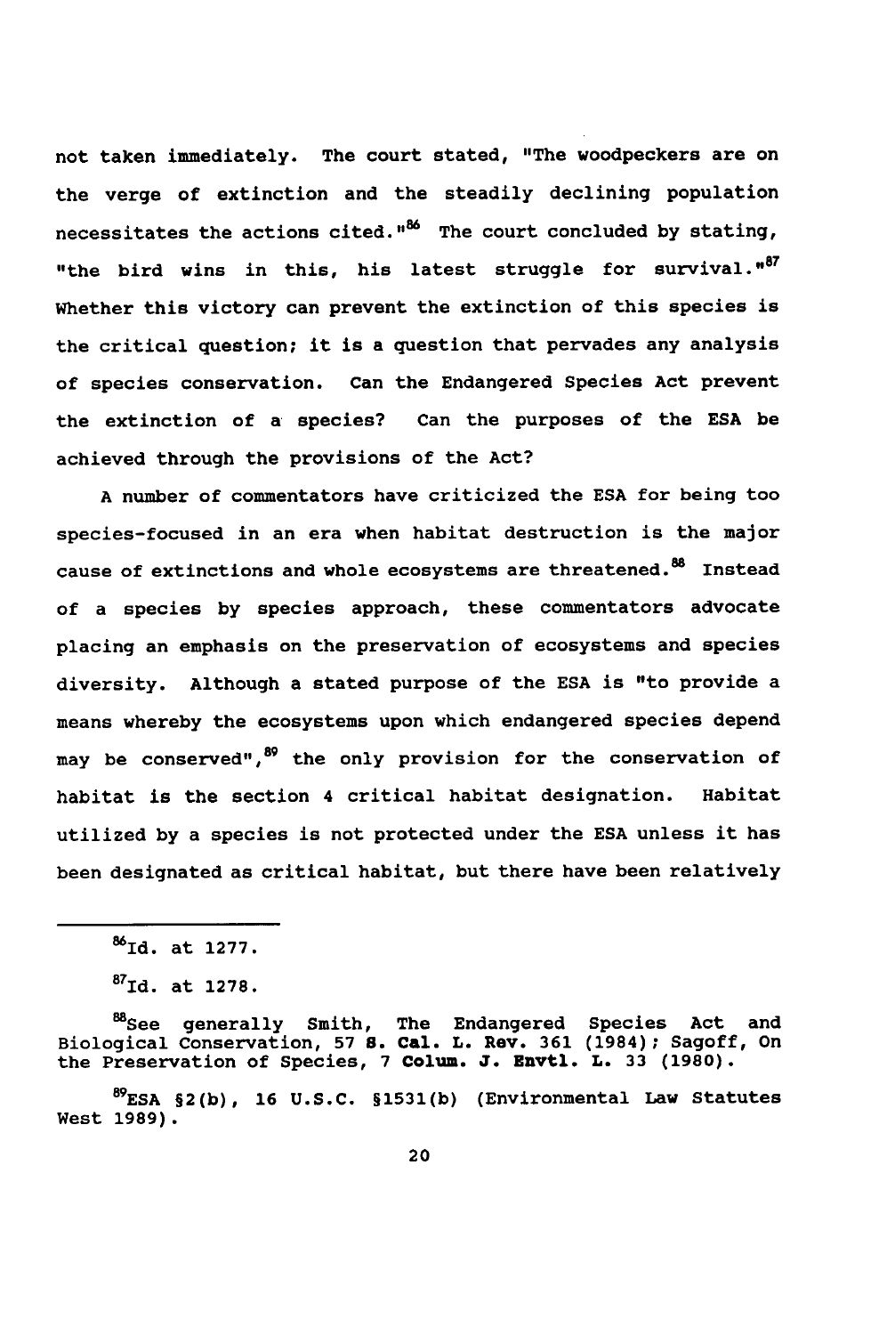not taken immediately. The court stated, "The woodpeckers are on the verge of extinction and the steadily declining population necessitates the actions cited."[86] The court concluded by stating, "the bird wins in this, his latest struggle for survival."[87] Whether this victory can prevent the extinction of this species is the critical question; it is a question that pervades any analysis of species conservation. Can the Endangered Species Act prevent the extinction of a species? Can the purposes of the ESA be achieved through the provisions of the Act?

A number of commentators have criticized the ESA for being too species-focused in an era when habitat destruction is the major cause of extinctions and whole ecosystems are threatened.[88] Instead of a species by species approach, these commentators advocate placing an emphasis on the preservation of ecosystems and species diversity. Although a stated purpose of the ESA is "to provide a means whereby the ecosystems upon which endangered species depend may be conserved",[89] the only provision for the conservation of habitat is the section 4 critical habitat designation. Habitat utilized by a species is not protected under the ESA unless it has been designated as critical habitat, but there have been relatively

---

[86] Id. at 1277.

[87] Id. at 1278.

[88] See generally Smith, The Endangered Species Act and Biological Conservation, 57 **S. Cal. L. Rev.** 361 (1984); Sagoff, On the Preservation of Species, 7 **Colum. J. Envtl. L.** 33 (1980).

[89] ESA §2(b), 16 U.S.C. §1531(b) (Environmental Law Statutes West 1989).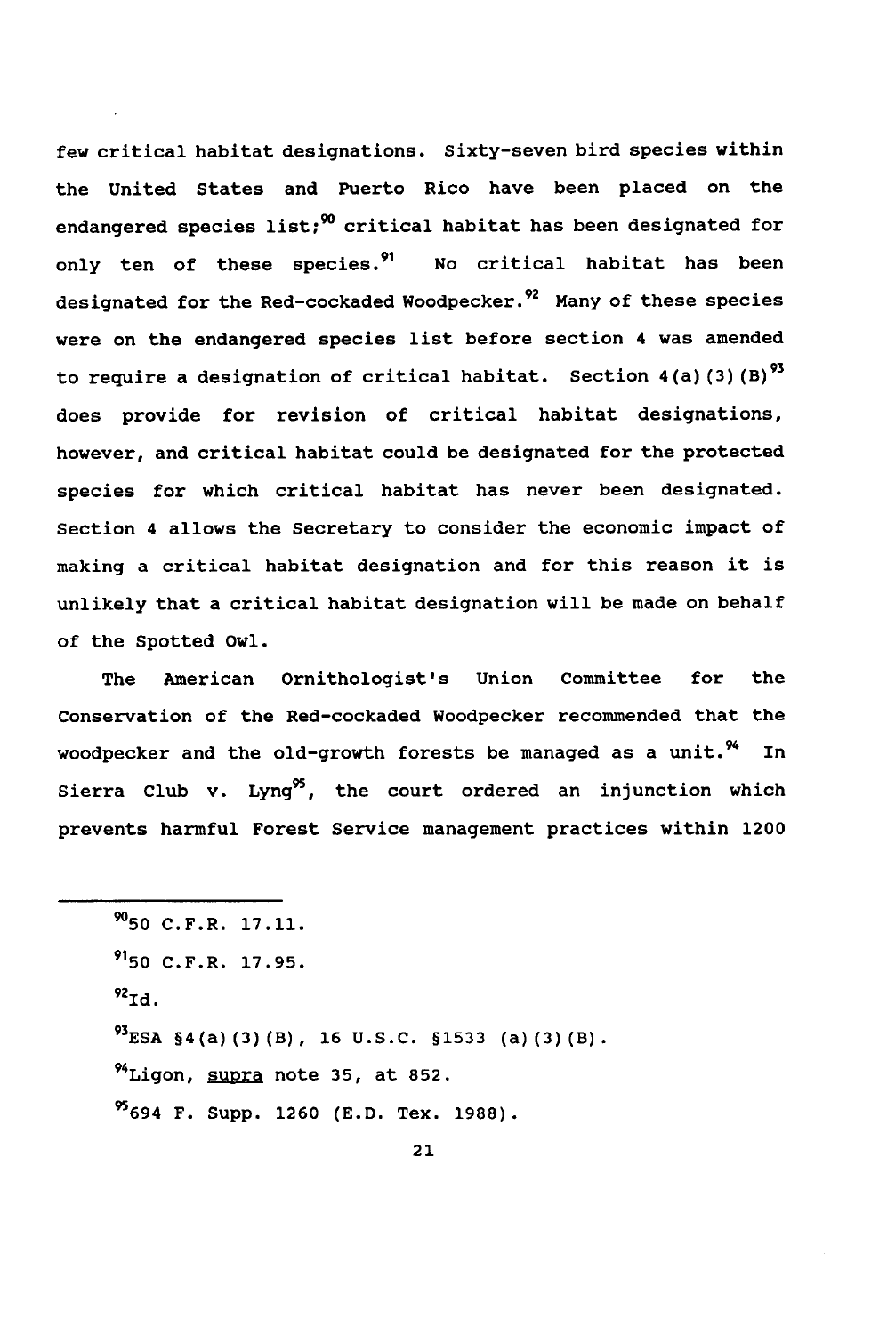few critical habitat designations. Sixty-seven bird species within the United States and Puerto Rico have been placed on the endangered species list;[90] critical habitat has been designated for only ten of these species.[91] No critical habitat has been designated for the Red-cockaded Woodpecker.[92] Many of these species were on the endangered species list before section 4 was amended to require a designation of critical habitat. Section 4(a)(3)(B)[93] does provide for revision of critical habitat designations, however, and critical habitat could be designated for the protected species for which critical habitat has never been designated. Section 4 allows the Secretary to consider the economic impact of making a critical habitat designation and for this reason it is unlikely that a critical habitat designation will be made on behalf of the Spotted Owl.

The American Ornithologist's Union Committee for the Conservation of the Red-cockaded Woodpecker recommended that the woodpecker and the old-growth forests be managed as a unit.[94] In Sierra Club v. Lyng[95], the court ordered an injunction which prevents harmful Forest Service management practices within 1200

---

[90] 50 C.F.R. 17.11.

[91] 50 C.F.R. 17.95.

[92] Id.

[93] ESA §4(a)(3)(B), 16 U.S.C. §1533 (a)(3)(B).

[94] Ligon, supra note 35, at 852.

[95] 694 F. Supp. 1260 (E.D. Tex. 1988).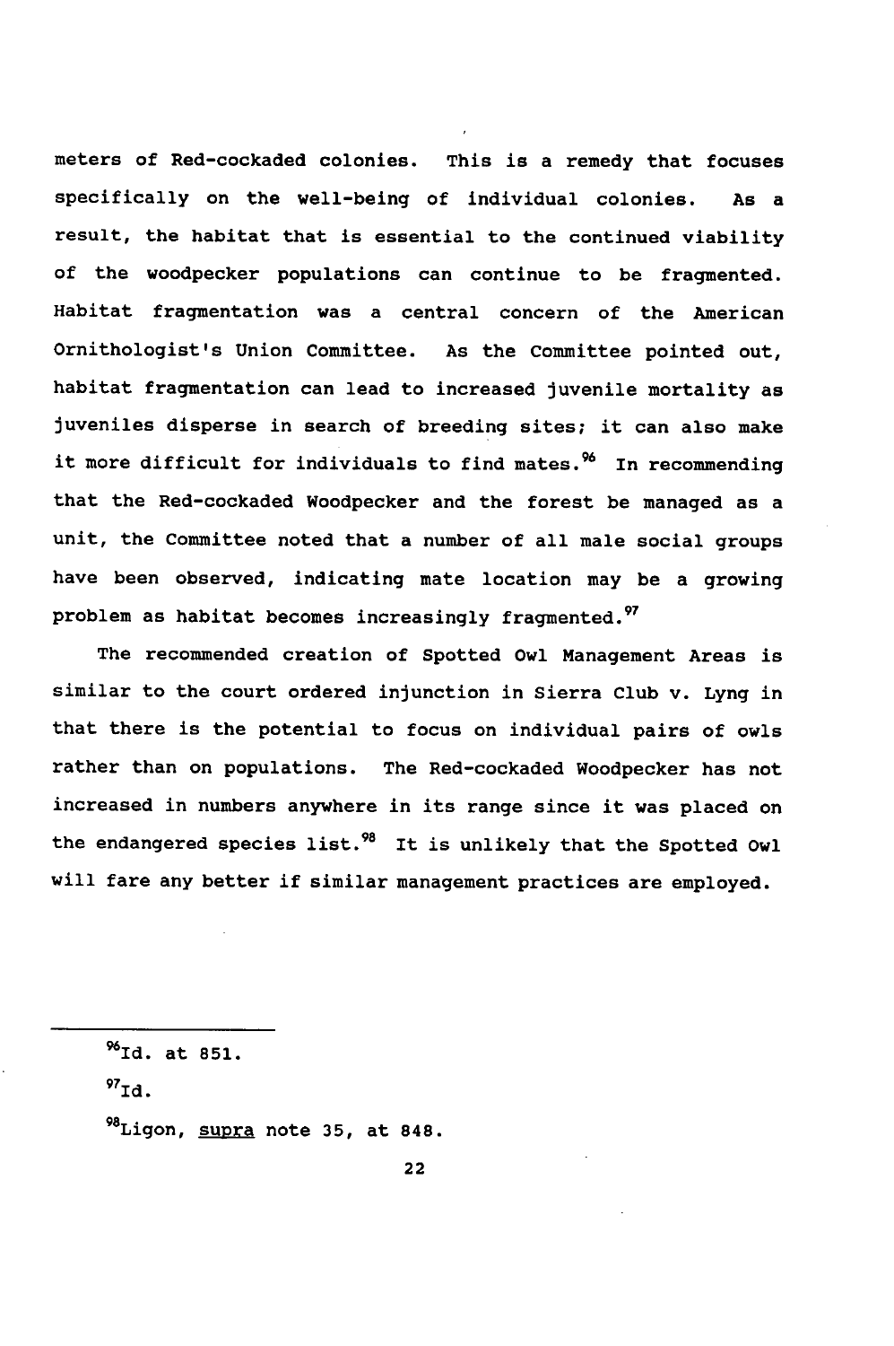meters of Red-cockaded colonies. This is a remedy that focuses specifically on the well-being of individual colonies. As a result, the habitat that is essential to the continued viability of the woodpecker populations can continue to be fragmented. Habitat fragmentation was a central concern of the American Ornithologist's Union Committee. As the Committee pointed out, habitat fragmentation can lead to increased juvenile mortality as juveniles disperse in search of breeding sites; it can also make it more difficult for individuals to find mates.[96] In recommending that the Red-cockaded Woodpecker and the forest be managed as a unit, the Committee noted that a number of all male social groups have been observed, indicating mate location may be a growing problem as habitat becomes increasingly fragmented.[97]

The recommended creation of Spotted Owl Management Areas is similar to the court ordered injunction in Sierra Club v. Lyng in that there is the potential to focus on individual pairs of owls rather than on populations. The Red-cockaded Woodpecker has not increased in numbers anywhere in its range since it was placed on the endangered species list.[98] It is unlikely that the Spotted Owl will fare any better if similar management practices are employed.

---

[96]Id. at 851.

[97]Id.

[98]Ligon, supra note 35, at 848.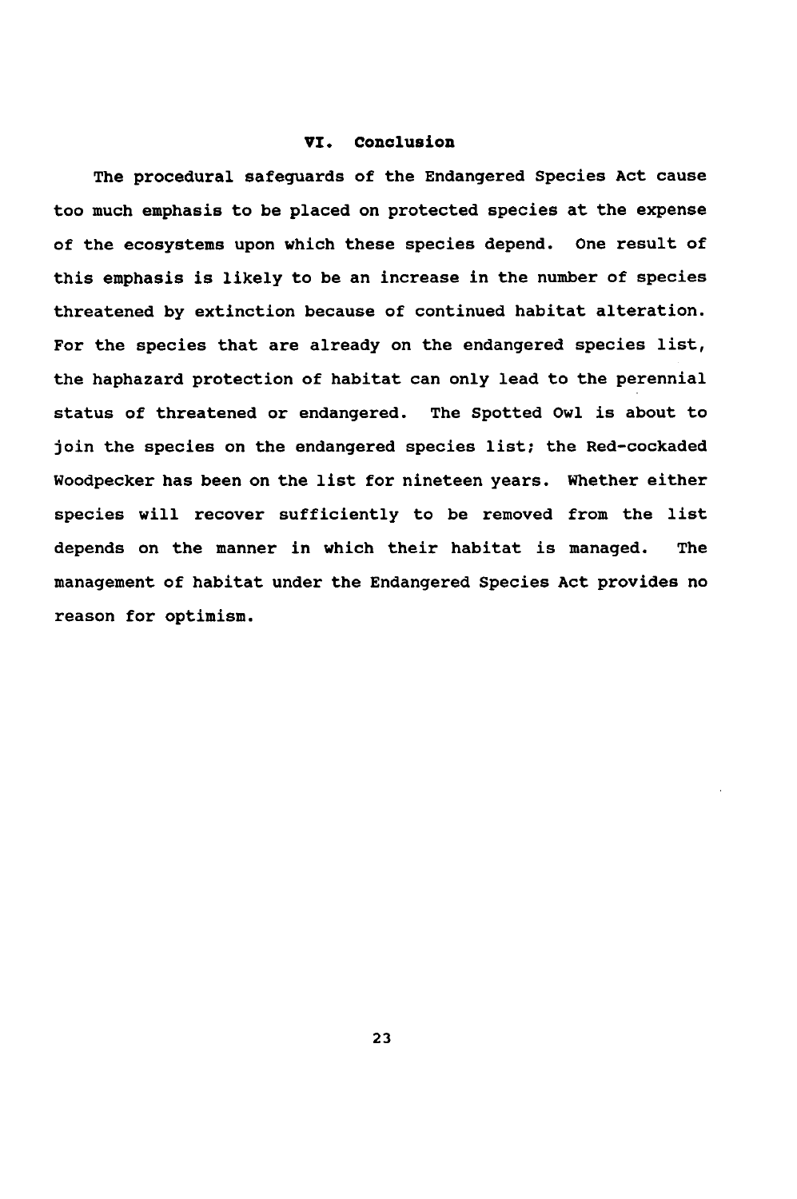## VI. Conclusion

The procedural safeguards of the Endangered Species Act cause too much emphasis to be placed on protected species at the expense of the ecosystems upon which these species depend. One result of this emphasis is likely to be an increase in the number of species threatened by extinction because of continued habitat alteration. For the species that are already on the endangered species list, the haphazard protection of habitat can only lead to the perennial status of threatened or endangered. The Spotted Owl is about to join the species on the endangered species list; the Red-cockaded Woodpecker has been on the list for nineteen years. Whether either species will recover sufficiently to be removed from the list depends on the manner in which their habitat is managed. The management of habitat under the Endangered Species Act provides no reason for optimism.